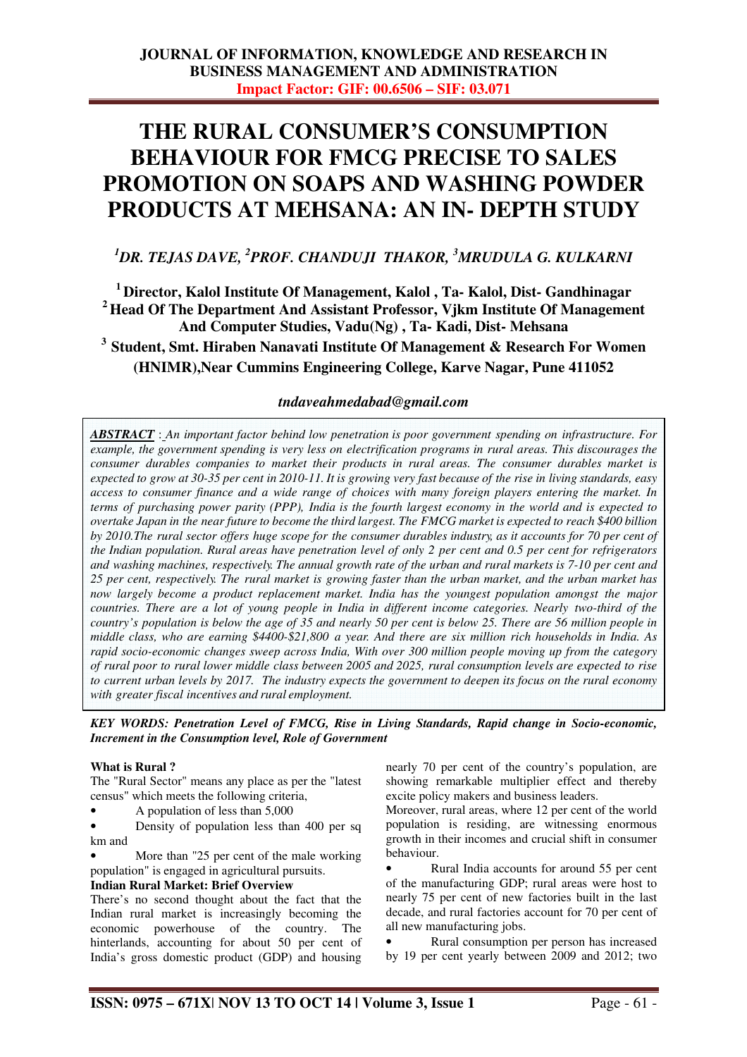# THE RURAL CONSUMER'S CONSUMPTION BEHAVIOUR FOR FMCG PRECISE TO SALES PROMOTION ON SOAPS AND WASHING POWDER PRODUCTS AT MEHSANA: AN IN- DEPTH STUDY

***[1]DR. TEJAS DAVE, [2]PROF. CHANDUJI THAKOR, [3]MRUDULA G. KULKARNI***

**[1] Director, Kalol Institute Of Management, Kalol , Ta- Kalol, Dist- Gandhinagar**
**[2] Head Of The Department And Assistant Professor, Vjkm Institute Of Management And Computer Studies, Vadu(Ng) , Ta- Kadi, Dist- Mehsana**
**[3] Student, Smt. Hiraben Nanavati Institute Of Management & Research For Women (HNIMR),Near Cummins Engineering College, Karve Nagar, Pune 411052**

***tndaveahmedabad@gmail.com***

***ABSTRACT** : An important factor behind low penetration is poor government spending on infrastructure. For example, the government spending is very less on electrification programs in rural areas. This discourages the consumer durables companies to market their products in rural areas. The consumer durables market is expected to grow at 30-35 per cent in 2010-11. It is growing very fast because of the rise in living standards, easy access to consumer finance and a wide range of choices with many foreign players entering the market. In terms of purchasing power parity (PPP), India is the fourth largest economy in the world and is expected to overtake Japan in the near future to become the third largest. The FMCG market is expected to reach $400 billion by 2010.The rural sector offers huge scope for the consumer durables industry, as it accounts for 70 per cent of the Indian population. Rural areas have penetration level of only 2 per cent and 0.5 per cent for refrigerators and washing machines, respectively. The annual growth rate of the urban and rural markets is 7-10 per cent and 25 per cent, respectively. The rural market is growing faster than the urban market, and the urban market has now largely become a product replacement market. India has the youngest population amongst the major countries. There are a lot of young people in India in different income categories. Nearly two-third of the country's population is below the age of 35 and nearly 50 per cent is below 25. There are 56 million people in middle class, who are earning $4400-$21,800 a year. And there are six million rich households in India. As rapid socio-economic changes sweep across India, With over 300 million people moving up from the category of rural poor to rural lower middle class between 2005 and 2025, rural consumption levels are expected to rise to current urban levels by 2017. The industry expects the government to deepen its focus on the rural economy with greater fiscal incentives and rural employment.*

***KEY WORDS: Penetration Level of FMCG, Rise in Living Standards, Rapid change in Socio-economic, Increment in the Consumption level, Role of Government***

**What is Rural ?**

The "Rural Sector" means any place as per the "latest census" which meets the following criteria,

- A population of less than 5,000
- Density of population less than 400 per sq km and
- More than "25 per cent of the male working population" is engaged in agricultural pursuits.

**Indian Rural Market: Brief Overview**

There's no second thought about the fact that the Indian rural market is increasingly becoming the economic powerhouse of the country. The hinterlands, accounting for about 50 per cent of India's gross domestic product (GDP) and housing nearly 70 per cent of the country's population, are showing remarkable multiplier effect and thereby excite policy makers and business leaders.

Moreover, rural areas, where 12 per cent of the world population is residing, are witnessing enormous growth in their incomes and crucial shift in consumer behaviour.

- Rural India accounts for around 55 per cent of the manufacturing GDP; rural areas were host to nearly 75 per cent of new factories built in the last decade, and rural factories account for 70 per cent of all new manufacturing jobs.
- Rural consumption per person has increased by 19 per cent yearly between 2009 and 2012; two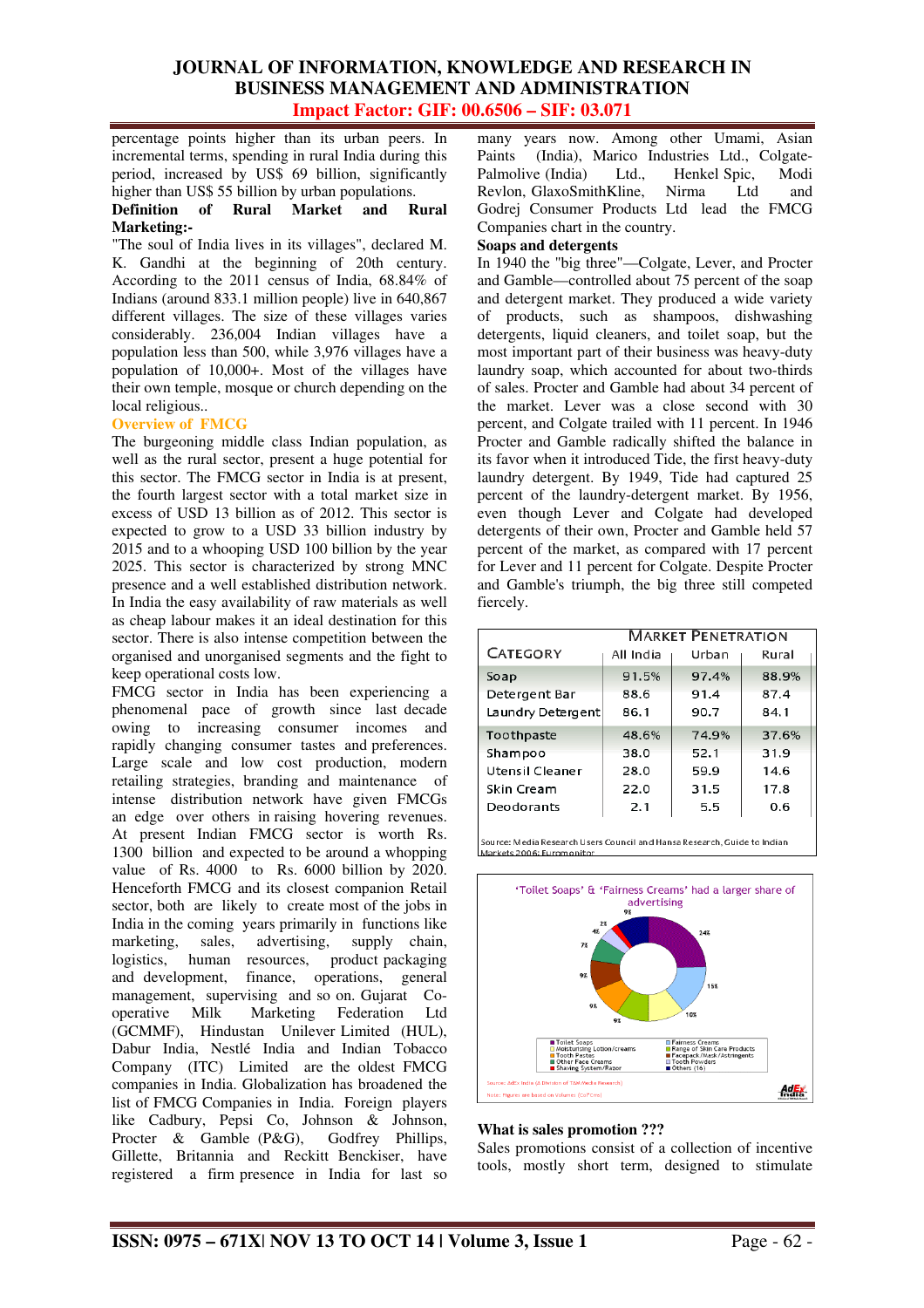percentage points higher than its urban peers. In incremental terms, spending in rural India during this period, increased by US$ 69 billion, significantly higher than US$ 55 billion by urban populations.

**Definition of Rural Market and Rural Marketing:-**

"The soul of India lives in its villages", declared M. K. Gandhi at the beginning of 20th century. According to the 2011 census of India, 68.84% of Indians (around 833.1 million people) live in 640,867 different villages. The size of these villages varies considerably. 236,004 Indian villages have a population less than 500, while 3,976 villages have a population of 10,000+. Most of the villages have their own temple, mosque or church depending on the local religious..

**Overview of FMCG**

The burgeoning middle class Indian population, as well as the rural sector, present a huge potential for this sector. The FMCG sector in India is at present, the fourth largest sector with a total market size in excess of USD 13 billion as of 2012. This sector is expected to grow to a USD 33 billion industry by 2015 and to a whooping USD 100 billion by the year 2025. This sector is characterized by strong MNC presence and a well established distribution network. In India the easy availability of raw materials as well as cheap labour makes it an ideal destination for this sector. There is also intense competition between the organised and unorganised segments and the fight to keep operational costs low.

FMCG sector in India has been experiencing a phenomenal pace of growth since last decade owing to increasing consumer incomes and rapidly changing consumer tastes and preferences. Large scale and low cost production, modern retailing strategies, branding and maintenance of intense distribution network have given FMCGs an edge over others in raising hovering revenues. At present Indian FMCG sector is worth Rs. 1300 billion and expected to be around a whopping value of Rs. 4000 to Rs. 6000 billion by 2020. Henceforth FMCG and its closest companion Retail sector, both are likely to create most of the jobs in India in the coming years primarily in functions like marketing, sales, advertising, supply chain, logistics, human resources, product packaging and development, finance, operations, general management, supervising and so on. Gujarat Co-operative Milk Marketing Federation Ltd (GCMMF), Hindustan Unilever Limited (HUL), Dabur India, Nestlé India and Indian Tobacco Company (ITC) Limited are the oldest FMCG companies in India. Globalization has broadened the list of FMCG Companies in India. Foreign players like Cadbury, Pepsi Co, Johnson & Johnson, Procter & Gamble (P&G), Godfrey Phillips, Gillette, Britannia and Reckitt Benckiser, have registered a firm presence in India for last so many years now. Among other Umami, Asian Paints (India), Marico Industries Ltd., Colgate-Palmolive (India) Ltd., Henkel Spic, Modi Revlon, GlaxoSmithKline, Nirma Ltd and Godrej Consumer Products Ltd lead the FMCG Companies chart in the country.

**Soaps and detergents**

In 1940 the "big three"—Colgate, Lever, and Procter and Gamble—controlled about 75 percent of the soap and detergent market. They produced a wide variety of products, such as shampoos, dishwashing detergents, liquid cleaners, and toilet soap, but the most important part of their business was heavy-duty laundry soap, which accounted for about two-thirds of sales. Procter and Gamble had about 34 percent of the market. Lever was a close second with 30 percent, and Colgate trailed with 11 percent. In 1946 Procter and Gamble radically shifted the balance in its favor when it introduced Tide, the first heavy-duty laundry detergent. By 1949, Tide had captured 25 percent of the laundry-detergent market. By 1956, even though Lever and Colgate had developed detergents of their own, Procter and Gamble held 57 percent of the market, as compared with 17 percent for Lever and 11 percent for Colgate. Despite Procter and Gamble's triumph, the big three still competed fiercely.

| CATEGORY | MARKET PENETRATION | | |
|---|---|---|---|
| | All India | Urban | Rural |
| Soap | 91.5% | 97.4% | 88.9% |
| Detergent Bar | 88.6 | 91.4 | 87.4 |
| Laundry Detergent | 86.1 | 90.7 | 84.1 |
| Toothpaste | 48.6% | 74.9% | 37.6% |
| Shampoo | 38.0 | 52.1 | 31.9 |
| Utensil Cleaner | 28.0 | 59.9 | 14.6 |
| Skin Cream | 22.0 | 31.5 | 17.8 |
| Deodorants | 2.1 | 5.5 | 0.6 |

Source: Media Research Users Council and Hansa Research, Guide to Indian Markets 2006; Euromonitor

'Toilet Soaps' & 'Fairness Creams' had a larger share of advertising

Legend: Toilet Soaps; Fairness Creams; Moisturising Lotion/creams; Range of Skin Care Products; Tooth Pastes; Facepack/Mask/Astringents; Other Face Creams; Tooth Powders; Shaving System/Razor; Others (16)

Values: 24%, 15%, 10%, 9%, 9%, 9%, 7%, 4%, 2%, 9%

Source: AdEx India (A Division of TAM Media Research)

Note: Figures are based on Volumes (CoTCms)

**What is sales promotion ???**

Sales promotions consist of a collection of incentive tools, mostly short term, designed to stimulate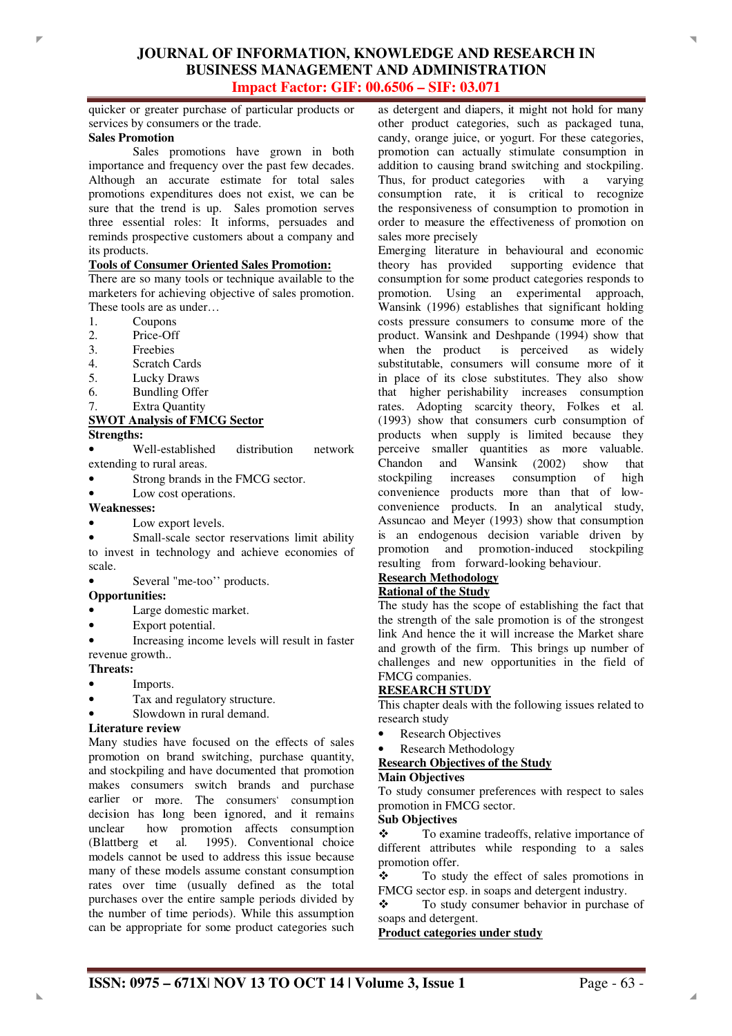quicker or greater purchase of particular products or services by consumers or the trade.

**Sales Promotion**

Sales promotions have grown in both importance and frequency over the past few decades. Although an accurate estimate for total sales promotions expenditures does not exist, we can be sure that the trend is up. Sales promotion serves three essential roles: It informs, persuades and reminds prospective customers about a company and its products.

**Tools of Consumer Oriented Sales Promotion:**

There are so many tools or technique available to the marketers for achieving objective of sales promotion. These tools are as under…

1. Coupons
2. Price-Off
3. Freebies
4. Scratch Cards
5. Lucky Draws
6. Bundling Offer
7. Extra Quantity

**SWOT Analysis of FMCG Sector**

**Strengths:**

- Well-established distribution network extending to rural areas.
- Strong brands in the FMCG sector.
- Low cost operations.

**Weaknesses:**

- Low export levels.
- Small-scale sector reservations limit ability to invest in technology and achieve economies of scale.
- Several "me-too'' products.

**Opportunities:**

- Large domestic market.
- Export potential.
- Increasing income levels will result in faster revenue growth..

**Threats:**

- Imports.
- Tax and regulatory structure.
- Slowdown in rural demand.

**Literature review**

Many studies have focused on the effects of sales promotion on brand switching, purchase quantity, and stockpiling and have documented that promotion makes consumers switch brands and purchase earlier or more. The consumers' consumption decision has long been ignored, and it remains unclear how promotion affects consumption (Blattberg et al. 1995). Conventional choice models cannot be used to address this issue because many of these models assume constant consumption rates over time (usually defined as the total purchases over the entire sample periods divided by the number of time periods). While this assumption can be appropriate for some product categories such as detergent and diapers, it might not hold for many other product categories, such as packaged tuna, candy, orange juice, or yogurt. For these categories, promotion can actually stimulate consumption in addition to causing brand switching and stockpiling. Thus, for product categories with a varying consumption rate, it is critical to recognize the responsiveness of consumption to promotion in order to measure the effectiveness of promotion on sales more precisely

Emerging literature in behavioural and economic theory has provided supporting evidence that consumption for some product categories responds to promotion. Using an experimental approach, Wansink (1996) establishes that significant holding costs pressure consumers to consume more of the product. Wansink and Deshpande (1994) show that when the product is perceived as widely substitutable, consumers will consume more of it in place of its close substitutes. They also show that higher perishability increases consumption rates. Adopting scarcity theory, Folkes et al. (1993) show that consumers curb consumption of products when supply is limited because they perceive smaller quantities as more valuable. Chandon and Wansink (2002) show that stockpiling increases consumption of high convenience products more than that of low-convenience products. In an analytical study, Assuncao and Meyer (1993) show that consumption is an endogenous decision variable driven by promotion and promotion-induced stockpiling resulting from forward-looking behaviour.

**Research Methodology**

**Rational of the Study**

The study has the scope of establishing the fact that the strength of the sale promotion is of the strongest link And hence the it will increase the Market share and growth of the firm. This brings up number of challenges and new opportunities in the field of FMCG companies.

**RESEARCH STUDY**

This chapter deals with the following issues related to research study

- Research Objectives
- Research Methodology

**Research Objectives of the Study**

**Main Objectives**

To study consumer preferences with respect to sales promotion in FMCG sector.

**Sub Objectives**

❖ To examine tradeoffs, relative importance of different attributes while responding to a sales promotion offer.

❖ To study the effect of sales promotions in FMCG sector esp. in soaps and detergent industry.

❖ To study consumer behavior in purchase of soaps and detergent.

**Product categories under study**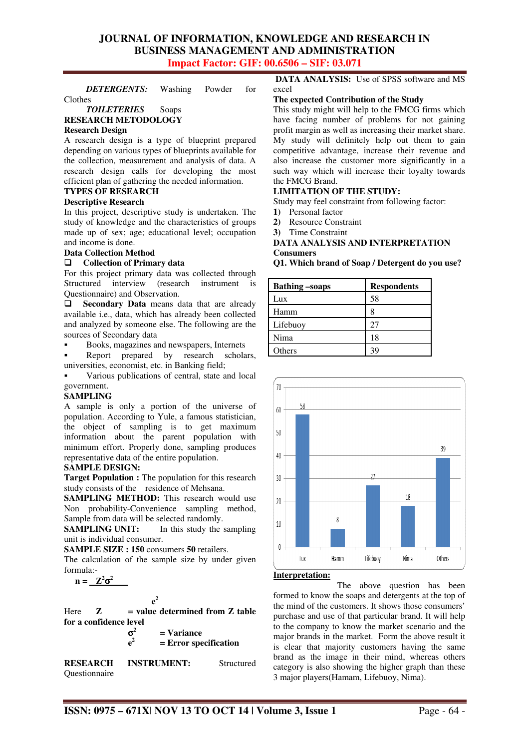***DETERGENTS:*** Washing Powder for Clothes

***TOILETERIES*** Soaps

## RESEARCH METODOLOGY

### Research Design

A research design is a type of blueprint prepared depending on various types of blueprints available for the collection, measurement and analysis of data. A research design calls for developing the most efficient plan of gathering the needed information.

### TYPES OF RESEARCH

**Descriptive Research**

In this project, descriptive study is undertaken. The study of knowledge and the characteristics of groups made up of sex; age; educational level; occupation and income is done.

**Data Collection Method**

- **Collection of Primary data**

For this project primary data was collected through Structured interview (research instrument is Questionnaire) and Observation.

- **Secondary Data** means data that are already available i.e., data, which has already been collected and analyzed by someone else. The following are the sources of Secondary data

- Books, magazines and newspapers, Internets
- Report prepared by research scholars, universities, economist, etc. in Banking field;
- Various publications of central, state and local government.

### SAMPLING

A sample is only a portion of the universe of population. According to Yule, a famous statistician, the object of sampling is to get maximum information about the parent population with minimum effort. Properly done, sampling produces representative data of the entire population.

### SAMPLE DESIGN:

**Target Population :** The population for this research study consists of the residence of Mehsana.

**SAMPLING METHOD:** This research would use Non probability-Convenience sampling method, Sample from data will be selected randomly.

**SAMPLING UNIT:** In this study the sampling unit is individual consumer.

**SAMPLE SIZE : 150** consumers **50** retailers.

The calculation of the sample size by under given formula:-

$$n = \frac{Z^2\sigma^2}{e^2}$$

Here $Z$ **= value determined from Z table for a confidence level**

$\sigma^2$ **= Variance**

$e^2$ **= Error specification**

**RESEARCH INSTRUMENT:** Structured Questionnaire

**DATA ANALYSIS:** Use of SPSS software and MS excel

**The expected Contribution of the Study**

This study might will help to the FMCG firms which have facing number of problems for not gaining profit margin as well as increasing their market share. My study will definitely help out them to gain competitive advantage, increase their revenue and also increase the customer more significantly in a such way which will increase their loyalty towards the FMCG Brand.

### LIMITATION OF THE STUDY:

Study may feel constraint from following factor:

1) Personal factor
2) Resource Constraint
3) Time Constraint

## DATA ANALYSIS AND INTERPRETATION

### Consumers

**Q1. Which brand of Soap / Detergent do you use?**

| Bathing –soaps | Respondents |
|---|---|
| Lux | 58 |
| Hamm | 8 |
| Lifebuoy | 27 |
| Nima | 18 |
| Others | 39 |

| | Lux | Hamm | Lifebuoy | Nima | Others |
|---|---|---|---|---|---|
| Respondents | 58 | 8 | 27 | 18 | 39 |

**Interpretation:**

The above question has been formed to know the soaps and detergents at the top of the mind of the customers. It shows those consumers' purchase and use of that particular brand. It will help to the company to know the market scenario and the major brands in the market. Form the above result it is clear that majority customers having the same brand as the image in their mind, whereas others category is also showing the higher graph than these 3 major players(Hamam, Lifebuoy, Nima).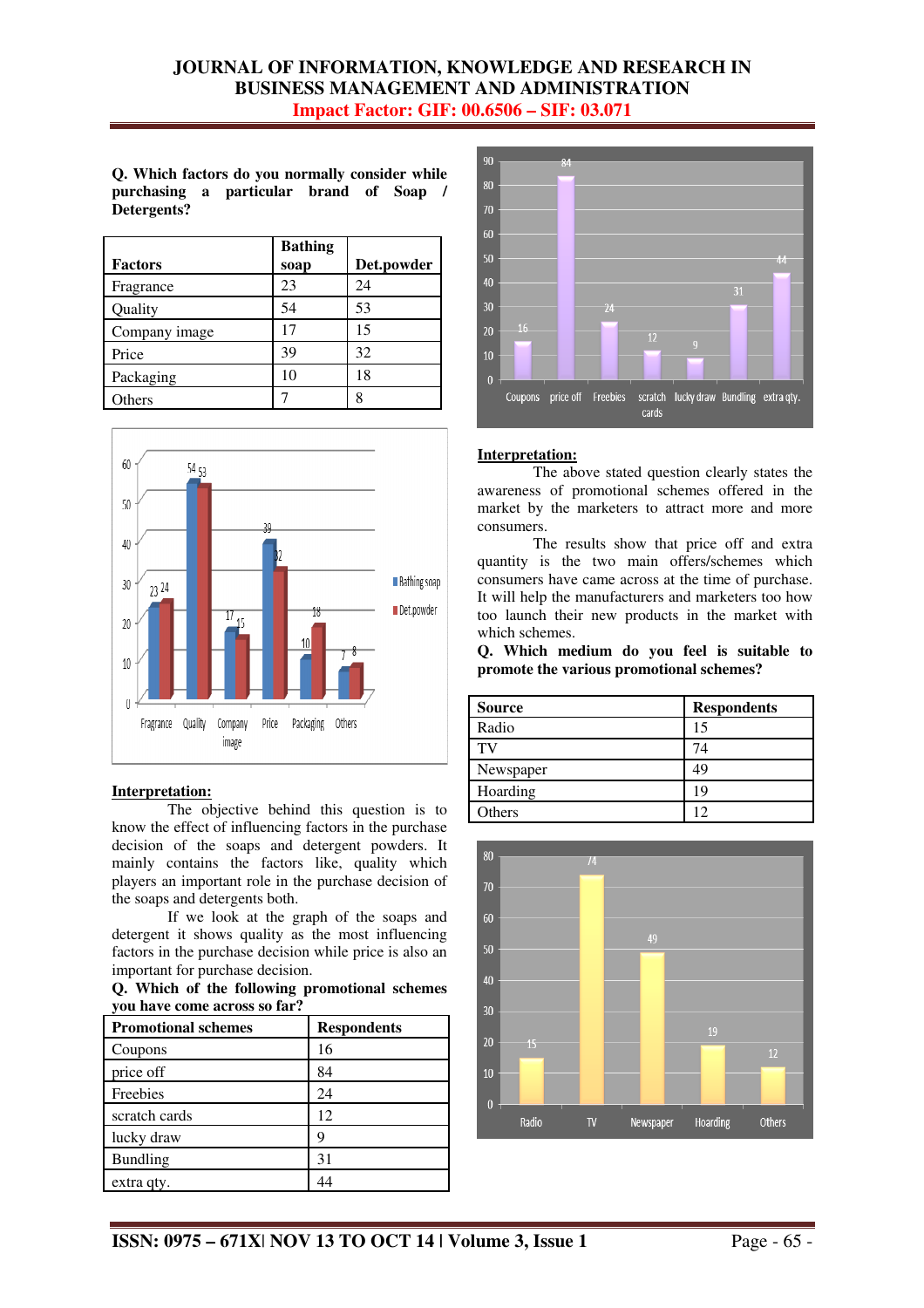**Q. Which factors do you normally consider while purchasing a particular brand of Soap / Detergents?**

| Factors | Bathing soap | Det.powder |
|---|---|---|
| Fragrance | 23 | 24 |
| Quality | 54 | 53 |
| Company image | 17 | 15 |
| Price | 39 | 32 |
| Packaging | 10 | 18 |
| Others | 7 | 8 |

**Interpretation:**

The objective behind this question is to know the effect of influencing factors in the purchase decision of the soaps and detergent powders. It mainly contains the factors like, quality which players an important role in the purchase decision of the soaps and detergents both.

If we look at the graph of the soaps and detergent it shows quality as the most influencing factors in the purchase decision while price is also an important for purchase decision.

**Q. Which of the following promotional schemes you have come across so far?**

| Promotional schemes | Respondents |
|---|---|
| Coupons | 16 |
| price off | 84 |
| Freebies | 24 |
| scratch cards | 12 |
| lucky draw | 9 |
| Bundling | 31 |
| extra qty. | 44 |

**Interpretation:**

The above stated question clearly states the awareness of promotional schemes offered in the market by the marketers to attract more and more consumers.

The results show that price off and extra quantity is the two main offers/schemes which consumers have came across at the time of purchase. It will help the manufacturers and marketers too how too launch their new products in the market with which schemes.

**Q. Which medium do you feel is suitable to promote the various promotional schemes?**

| Source | Respondents |
|---|---|
| Radio | 15 |
| TV | 74 |
| Newspaper | 49 |
| Hoarding | 19 |
| Others | 12 |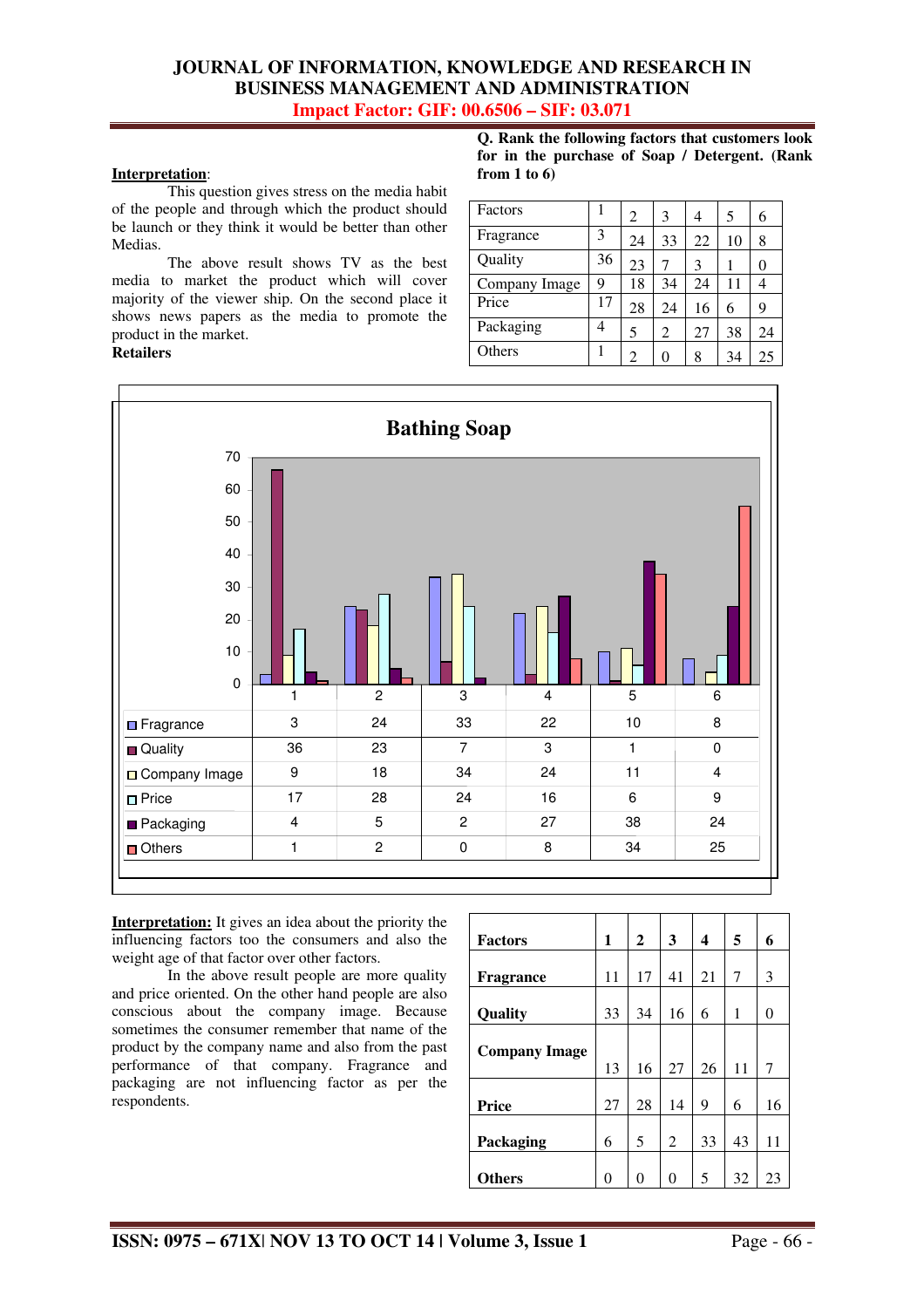**Interpretation**:

This question gives stress on the media habit of the people and through which the product should be launch or they think it would be better than other Medias.

The above result shows TV as the best media to market the product which will cover majority of the viewer ship. On the second place it shows news papers as the media to promote the product in the market.

**Retailers**

**Q. Rank the following factors that customers look for in the purchase of Soap / Detergent. (Rank from 1 to 6)**

| Factors | 1 | 2 | 3 | 4 | 5 | 6 |
|---|---|---|---|---|---|---|
| Fragrance | 3 | 24 | 33 | 22 | 10 | 8 |
| Quality | 36 | 23 | 7 | 3 | 1 | 0 |
| Company Image | 9 | 18 | 34 | 24 | 11 | 4 |
| Price | 17 | 28 | 24 | 16 | 6 | 9 |
| Packaging | 4 | 5 | 2 | 27 | 38 | 24 |
| Others | 1 | 2 | 0 | 8 | 34 | 25 |

**Bathing Soap**

| | 1 | 2 | 3 | 4 | 5 | 6 |
|---|---|---|---|---|---|---|
| Fragrance | 3 | 24 | 33 | 22 | 10 | 8 |
| Quality | 36 | 23 | 7 | 3 | 1 | 0 |
| Company Image | 9 | 18 | 34 | 24 | 11 | 4 |
| Price | 17 | 28 | 24 | 16 | 6 | 9 |
| Packaging | 4 | 5 | 2 | 27 | 38 | 24 |
| Others | 1 | 2 | 0 | 8 | 34 | 25 |

**Interpretation:** It gives an idea about the priority the influencing factors too the consumers and also the weight age of that factor over other factors.

In the above result people are more quality and price oriented. On the other hand people are also conscious about the company image. Because sometimes the consumer remember that name of the product by the company name and also from the past performance of that company. Fragrance and packaging are not influencing factor as per the respondents.

| **Factors** | **1** | **2** | **3** | **4** | **5** | **6** |
|---|---|---|---|---|---|---|
| **Fragrance** | 11 | 17 | 41 | 21 | 7 | 3 |
| **Quality** | 33 | 34 | 16 | 6 | 1 | 0 |
| **Company Image** | 13 | 16 | 27 | 26 | 11 | 7 |
| **Price** | 27 | 28 | 14 | 9 | 6 | 16 |
| **Packaging** | 6 | 5 | 2 | 33 | 43 | 11 |
| **Others** | 0 | 0 | 0 | 5 | 32 | 23 |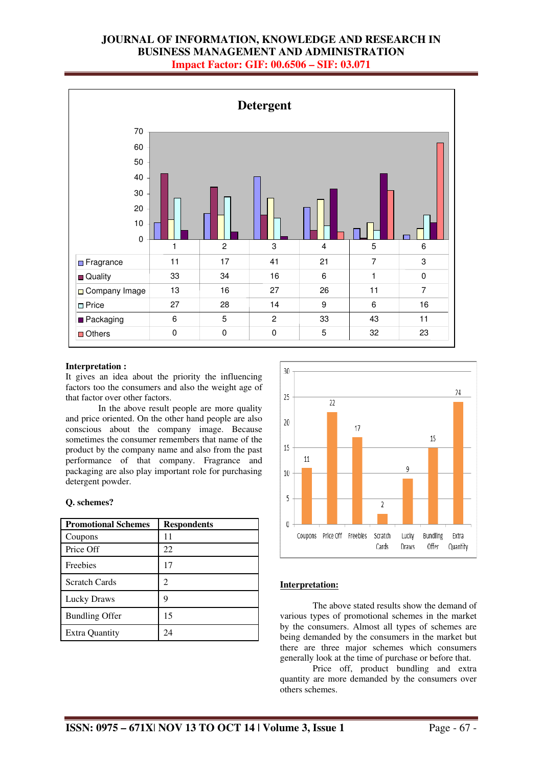**Detergent**

| | 1 | 2 | 3 | 4 | 5 | 6 |
|---|---|---|---|---|---|---|
| Fragrance | 11 | 17 | 41 | 21 | 7 | 3 |
| Quality | 33 | 34 | 16 | 6 | 1 | 0 |
| Company Image | 13 | 16 | 27 | 26 | 11 | 7 |
| Price | 27 | 28 | 14 | 9 | 6 | 16 |
| Packaging | 6 | 5 | 2 | 33 | 43 | 11 |
| Others | 0 | 0 | 0 | 5 | 32 | 23 |

**Interpretation :**

It gives an idea about the priority the influencing factors too the consumers and also the weight age of that factor over other factors.

In the above result people are more quality and price oriented. On the other hand people are also conscious about the company image. Because sometimes the consumer remembers that name of the product by the company name and also from the past performance of that company. Fragrance and packaging are also play important role for purchasing detergent powder.

**Q. schemes?**

| Promotional Schemes | Respondents |
|---|---|
| Coupons | 11 |
| Price Off | 22 |
| Freebies | 17 |
| Scratch Cards | 2 |
| Lucky Draws | 9 |
| Bundling Offer | 15 |
| Extra Quantity | 24 |

**Interpretation:**

The above stated results show the demand of various types of promotional schemes in the market by the consumers. Almost all types of schemes are being demanded by the consumers in the market but there are three major schemes which consumers generally look at the time of purchase or before that.

Price off, product bundling and extra quantity are more demanded by the consumers over others schemes.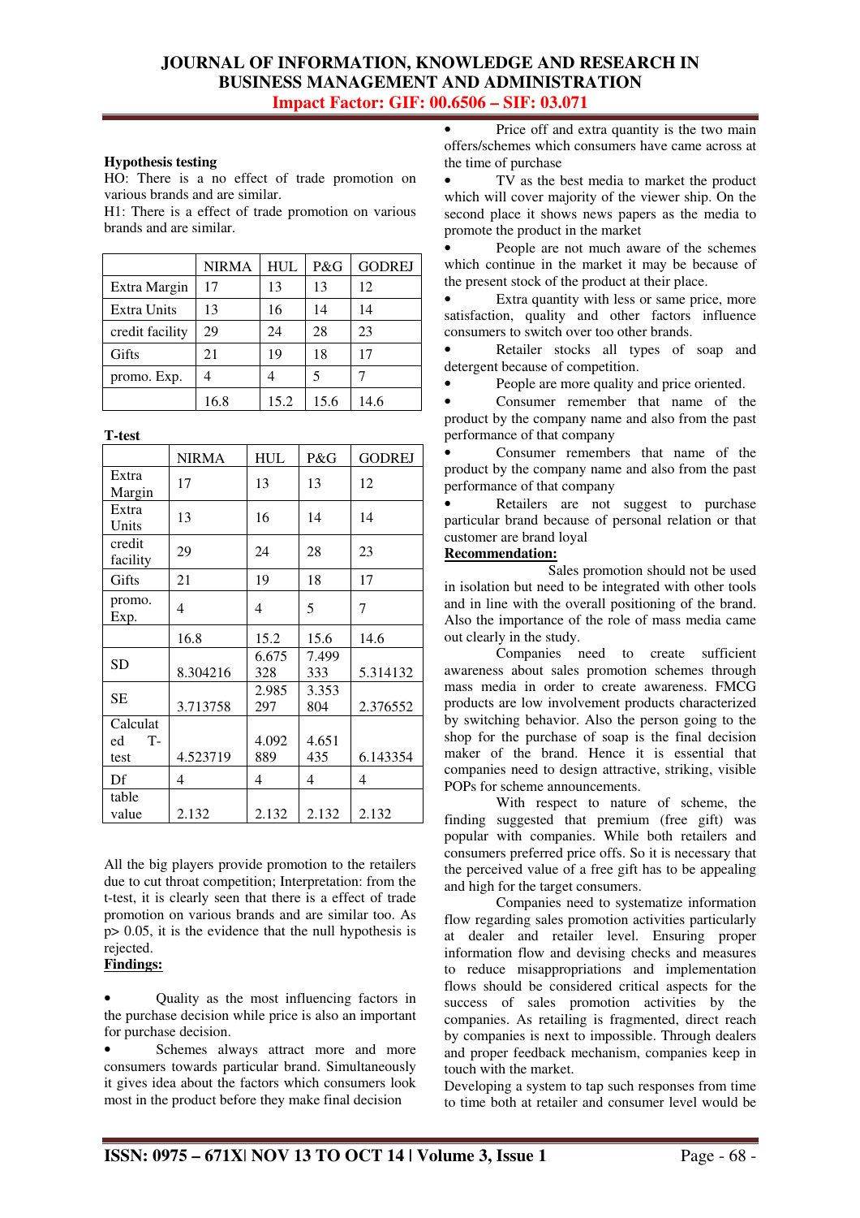**Hypothesis testing**

HO: There is a no effect of trade promotion on various brands and are similar.

H1: There is a effect of trade promotion on various brands and are similar.

| | NIRMA | HUL | P&G | GODREJ |
|---|---|---|---|---|
| Extra Margin | 17 | 13 | 13 | 12 |
| Extra Units | 13 | 16 | 14 | 14 |
| credit facility | 29 | 24 | 28 | 23 |
| Gifts | 21 | 19 | 18 | 17 |
| promo. Exp. | 4 | 4 | 5 | 7 |
| | 16.8 | 15.2 | 15.6 | 14.6 |

**T-test**

| | NIRMA | HUL | P&G | GODREJ |
|---|---|---|---|---|
| Extra Margin | 17 | 13 | 13 | 12 |
| Extra Units | 13 | 16 | 14 | 14 |
| credit facility | 29 | 24 | 28 | 23 |
| Gifts | 21 | 19 | 18 | 17 |
| promo. Exp. | 4 | 4 | 5 | 7 |
| | 16.8 | 15.2 | 15.6 | 14.6 |
| SD | 8.304216 | 6.675328 | 7.499333 | 5.314132 |
| SE | 3.713758 | 2.985297 | 3.353804 | 2.376552 |
| Calculated T-test | 4.523719 | 4.092889 | 4.651435 | 6.143354 |
| Df | 4 | 4 | 4 | 4 |
| table value | 2.132 | 2.132 | 2.132 | 2.132 |

All the big players provide promotion to the retailers due to cut throat competition; Interpretation: from the t-test, it is clearly seen that there is a effect of trade promotion on various brands and are similar too. As p> 0.05, it is the evidence that the null hypothesis is rejected.

**Findings:**

- Quality as the most influencing factors in the purchase decision while price is also an important for purchase decision.
- Schemes always attract more and more consumers towards particular brand. Simultaneously it gives idea about the factors which consumers look most in the product before they make final decision
- Price off and extra quantity is the two main offers/schemes which consumers have came across at the time of purchase
- TV as the best media to market the product which will cover majority of the viewer ship. On the second place it shows news papers as the media to promote the product in the market
- People are not much aware of the schemes which continue in the market it may be because of the present stock of the product at their place.
- Extra quantity with less or same price, more satisfaction, quality and other factors influence consumers to switch over too other brands.
- Retailer stocks all types of soap and detergent because of competition.
- People are more quality and price oriented.
- Consumer remember that name of the product by the company name and also from the past performance of that company
- Consumer remembers that name of the product by the company name and also from the past performance of that company
- Retailers are not suggest to purchase particular brand because of personal relation or that customer are brand loyal

**Recommendation:**

Sales promotion should not be used in isolation but need to be integrated with other tools and in line with the overall positioning of the brand. Also the importance of the role of mass media came out clearly in the study.

Companies need to create sufficient awareness about sales promotion schemes through mass media in order to create awareness. FMCG products are low involvement products characterized by switching behavior. Also the person going to the shop for the purchase of soap is the final decision maker of the brand. Hence it is essential that companies need to design attractive, striking, visible POPs for scheme announcements.

With respect to nature of scheme, the finding suggested that premium (free gift) was popular with companies. While both retailers and consumers preferred price offs. So it is necessary that the perceived value of a free gift has to be appealing and high for the target consumers.

Companies need to systematize information flow regarding sales promotion activities particularly at dealer and retailer level. Ensuring proper information flow and devising checks and measures to reduce misappropriations and implementation flows should be considered critical aspects for the success of sales promotion activities by the companies. As retailing is fragmented, direct reach by companies is next to impossible. Through dealers and proper feedback mechanism, companies keep in touch with the market.

Developing a system to tap such responses from time to time both at retailer and consumer level would be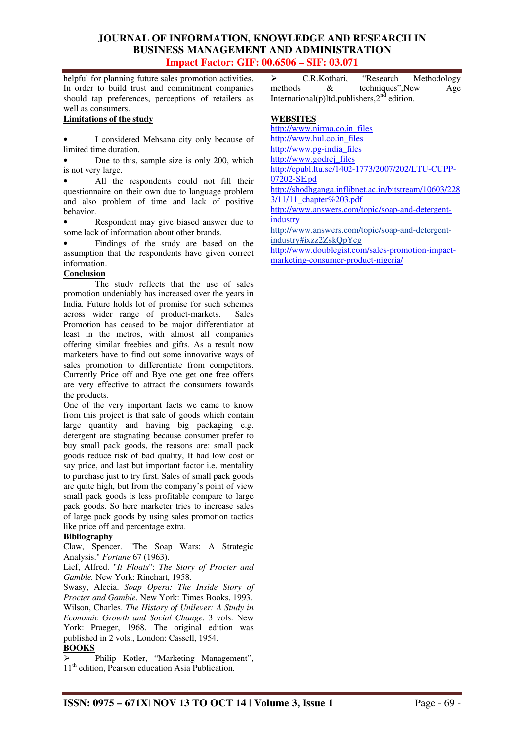helpful for planning future sales promotion activities. In order to build trust and commitment companies should tap preferences, perceptions of retailers as well as consumers.

**Limitations of the study**

- I considered Mehsana city only because of limited time duration.
- Due to this, sample size is only 200, which is not very large.
- All the respondents could not fill their questionnaire on their own due to language problem and also problem of time and lack of positive behavior.
- Respondent may give biased answer due to some lack of information about other brands.
- Findings of the study are based on the assumption that the respondents have given correct information.

**Conclusion**

The study reflects that the use of sales promotion undeniably has increased over the years in India. Future holds lot of promise for such schemes across wider range of product-markets. Sales Promotion has ceased to be major differentiator at least in the metros, with almost all companies offering similar freebies and gifts. As a result now marketers have to find out some innovative ways of sales promotion to differentiate from competitors. Currently Price off and Bye one get one free offers are very effective to attract the consumers towards the products.

One of the very important facts we came to know from this project is that sale of goods which contain large quantity and having big packaging e.g. detergent are stagnating because consumer prefer to buy small pack goods, the reasons are: small pack goods reduce risk of bad quality, It had low cost or say price, and last but important factor i.e. mentality to purchase just to try first. Sales of small pack goods are quite high, but from the company's point of view small pack goods is less profitable compare to large pack goods. So here marketer tries to increase sales of large pack goods by using sales promotion tactics like price off and percentage extra.

**Bibliography**

Claw, Spencer. "The Soap Wars: A Strategic Analysis." *Fortune* 67 (1963).

Lief, Alfred. "*It Floats*": *The Story of Procter and Gamble.* New York: Rinehart, 1958.

Swasy, Alecia. *Soap Opera: The Inside Story of Procter and Gamble.* New York: Times Books, 1993.

Wilson, Charles. *The History of Unilever: A Study in Economic Growth and Social Change.* 3 vols. New York: Praeger, 1968. The original edition was published in 2 vols., London: Cassell, 1954.

**BOOKS**

- Philip Kotler, "Marketing Management", 11th edition, Pearson education Asia Publication.
- C.R.Kothari, "Research Methodology methods & techniques",New Age International(p)ltd.publishers,2nd edition.

**WEBSITES**

http://www.nirma.co.in_files
http://www.hul.co.in_files
http://www.pg-india_files
http://www.godrej_files
http://epubl.ltu.se/1402-1773/2007/202/LTU-CUPP-07202-SE.pd
http://shodhganga.inflibnet.ac.in/bitstream/10603/2283/11/11_chapter%203.pdf
http://www.answers.com/topic/soap-and-detergent-industry
http://www.answers.com/topic/soap-and-detergent-industry#ixzz2ZskQpYcg
http://www.doublegist.com/sales-promotion-impact-marketing-consumer-product-nigeria/